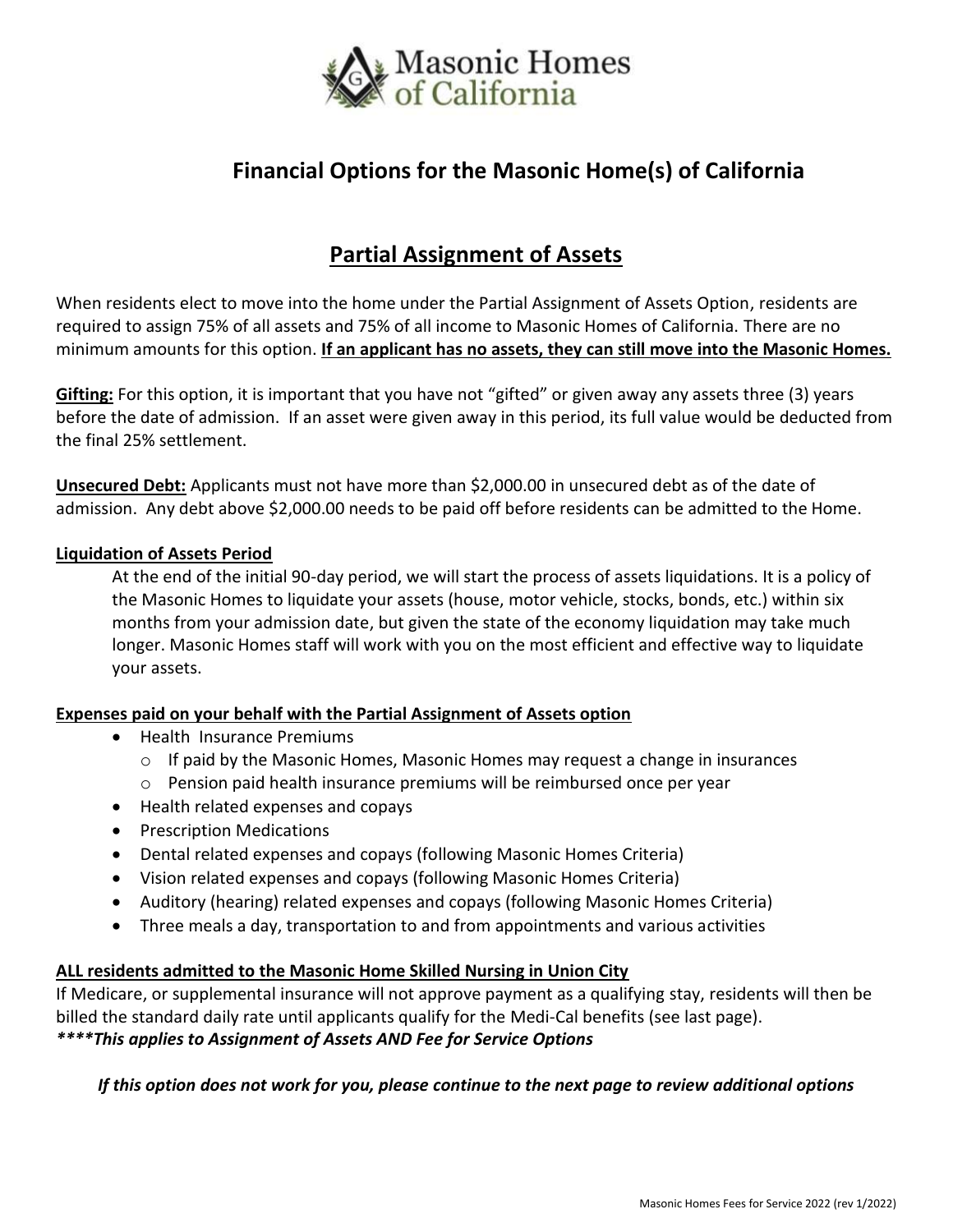Masonic Homes of California

# Financial Options for the Masonic Home(s) of California

## Partial Assignment of Assets

When residents elect to move into the home under the Partial Assignment of Assets Option, residents are required to assign 75% of all assets and 75% of all income to Masonic Homes of California. There are no minimum amounts for this option. **If an applicant has no assets, they can still move into the Masonic Homes.**

**Gifting:** For this option, it is important that you have not "gifted" or given away any assets three (3) years before the date of admission. If an asset were given away in this period, its full value would be deducted from the final 25% settlement.

**Unsecured Debt:** Applicants must not have more than $2,000.00 in unsecured debt as of the date of admission. Any debt above $2,000.00 needs to be paid off before residents can be admitted to the Home.

**Liquidation of Assets Period**

At the end of the initial 90-day period, we will start the process of assets liquidations. It is a policy of the Masonic Homes to liquidate your assets (house, motor vehicle, stocks, bonds, etc.) within six months from your admission date, but given the state of the economy liquidation may take much longer. Masonic Homes staff will work with you on the most efficient and effective way to liquidate your assets.

**Expenses paid on your behalf with the Partial Assignment of Assets option**

- Health Insurance Premiums
  - If paid by the Masonic Homes, Masonic Homes may request a change in insurances
  - Pension paid health insurance premiums will be reimbursed once per year
- Health related expenses and copays
- Prescription Medications
- Dental related expenses and copays (following Masonic Homes Criteria)
- Vision related expenses and copays (following Masonic Homes Criteria)
- Auditory (hearing) related expenses and copays (following Masonic Homes Criteria)
- Three meals a day, transportation to and from appointments and various activities

**ALL residents admitted to the Masonic Home Skilled Nursing in Union City**

If Medicare, or supplemental insurance will not approve payment as a qualifying stay, residents will then be billed the standard daily rate until applicants qualify for the Medi-Cal benefits (see last page).

***\*\*\*\*This applies to Assignment of Assets AND Fee for Service Options***

*If this option does not work for you, please continue to the next page to review additional options*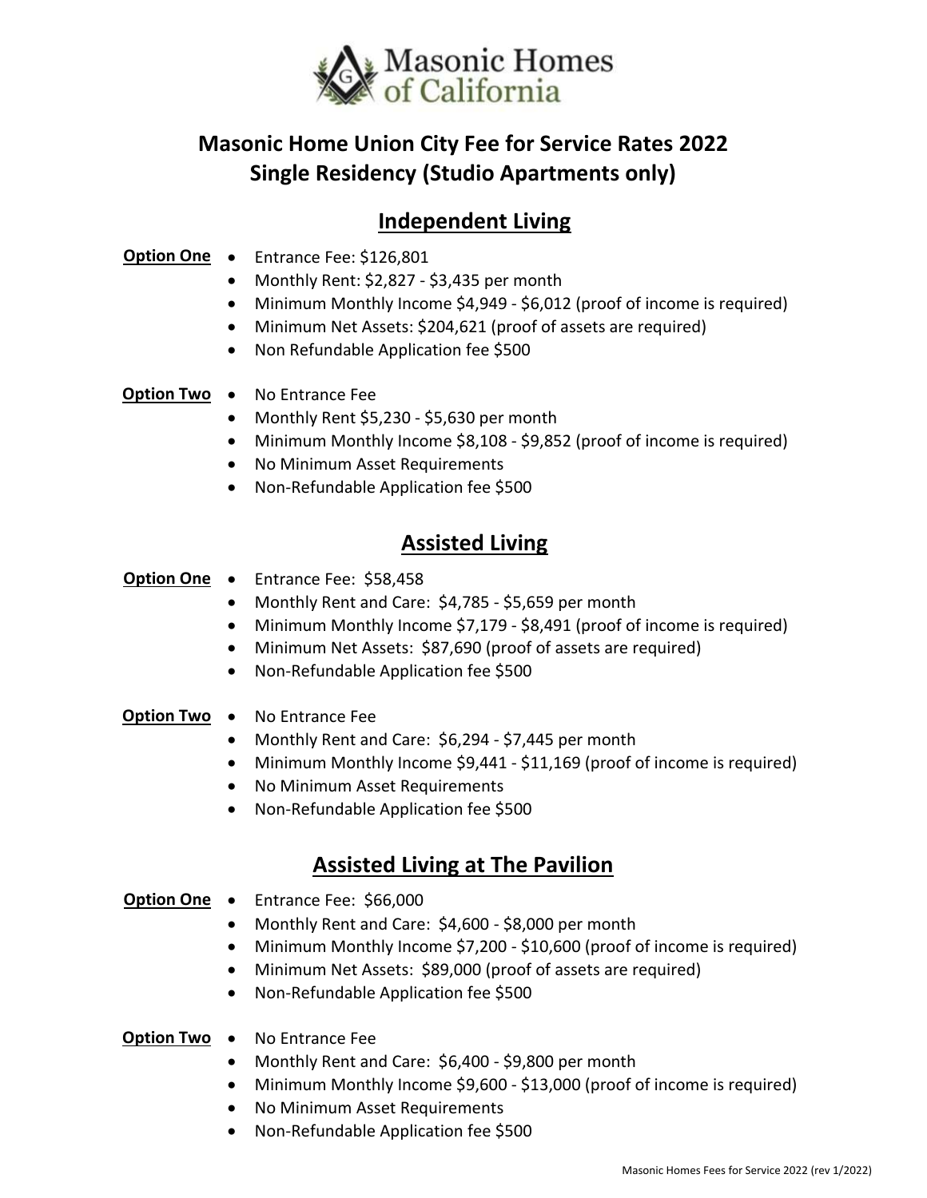Masonic Homes of California

# Masonic Home Union City Fee for Service Rates 2022
# Single Residency (Studio Apartments only)

## Independent Living

**Option One**

- Entrance Fee: $126,801
- Monthly Rent: $2,827 - $3,435 per month
- Minimum Monthly Income $4,949 - $6,012 (proof of income is required)
- Minimum Net Assets: $204,621 (proof of assets are required)
- Non Refundable Application fee $500

**Option Two**

- No Entrance Fee
- Monthly Rent $5,230 - $5,630 per month
- Minimum Monthly Income $8,108 - $9,852 (proof of income is required)
- No Minimum Asset Requirements
- Non-Refundable Application fee $500

## Assisted Living

**Option One**

- Entrance Fee: $58,458
- Monthly Rent and Care: $4,785 - $5,659 per month
- Minimum Monthly Income $7,179 - $8,491 (proof of income is required)
- Minimum Net Assets: $87,690 (proof of assets are required)
- Non-Refundable Application fee $500

**Option Two**

- No Entrance Fee
- Monthly Rent and Care: $6,294 - $7,445 per month
- Minimum Monthly Income $9,441 - $11,169 (proof of income is required)
- No Minimum Asset Requirements
- Non-Refundable Application fee $500

## Assisted Living at The Pavilion

**Option One**

- Entrance Fee: $66,000
- Monthly Rent and Care: $4,600 - $8,000 per month
- Minimum Monthly Income $7,200 - $10,600 (proof of income is required)
- Minimum Net Assets: $89,000 (proof of assets are required)
- Non-Refundable Application fee $500

**Option Two**

- No Entrance Fee
- Monthly Rent and Care: $6,400 - $9,800 per month
- Minimum Monthly Income $9,600 - $13,000 (proof of income is required)
- No Minimum Asset Requirements
- Non-Refundable Application fee $500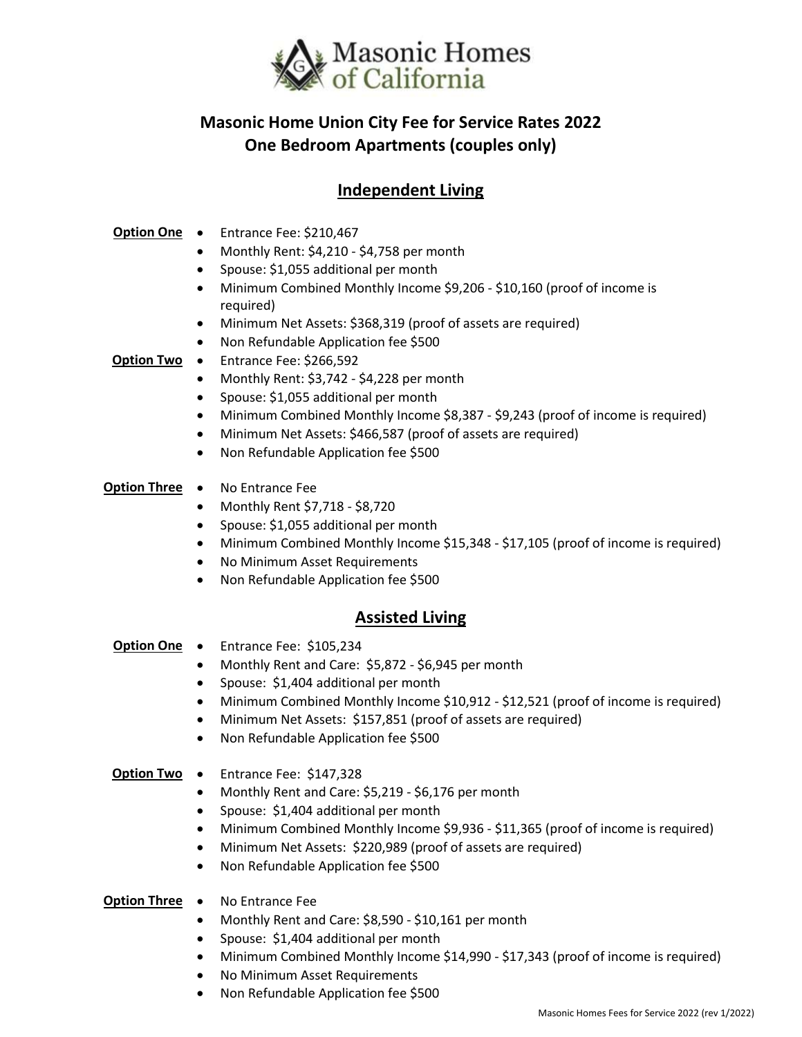Masonic Homes of California

# Masonic Home Union City Fee for Service Rates 2022
## One Bedroom Apartments (couples only)

## Independent Living

**Option One**
- Entrance Fee: $210,467
- Monthly Rent: $4,210 - $4,758 per month
- Spouse: $1,055 additional per month
- Minimum Combined Monthly Income $9,206 - $10,160 (proof of income is required)
- Minimum Net Assets: $368,319 (proof of assets are required)
- Non Refundable Application fee $500

**Option Two**
- Entrance Fee: $266,592
- Monthly Rent: $3,742 - $4,228 per month
- Spouse: $1,055 additional per month
- Minimum Combined Monthly Income $8,387 - $9,243 (proof of income is required)
- Minimum Net Assets: $466,587 (proof of assets are required)
- Non Refundable Application fee $500

**Option Three**
- No Entrance Fee
- Monthly Rent $7,718 - $8,720
- Spouse: $1,055 additional per month
- Minimum Combined Monthly Income $15,348 - $17,105 (proof of income is required)
- No Minimum Asset Requirements
- Non Refundable Application fee $500

## Assisted Living

**Option One**
- Entrance Fee: $105,234
- Monthly Rent and Care: $5,872 - $6,945 per month
- Spouse: $1,404 additional per month
- Minimum Combined Monthly Income $10,912 - $12,521 (proof of income is required)
- Minimum Net Assets: $157,851 (proof of assets are required)
- Non Refundable Application fee $500

**Option Two**
- Entrance Fee: $147,328
- Monthly Rent and Care: $5,219 - $6,176 per month
- Spouse: $1,404 additional per month
- Minimum Combined Monthly Income $9,936 - $11,365 (proof of income is required)
- Minimum Net Assets: $220,989 (proof of assets are required)
- Non Refundable Application fee $500

**Option Three**
- No Entrance Fee
- Monthly Rent and Care: $8,590 - $10,161 per month
- Spouse: $1,404 additional per month
- Minimum Combined Monthly Income $14,990 - $17,343 (proof of income is required)
- No Minimum Asset Requirements
- Non Refundable Application fee $500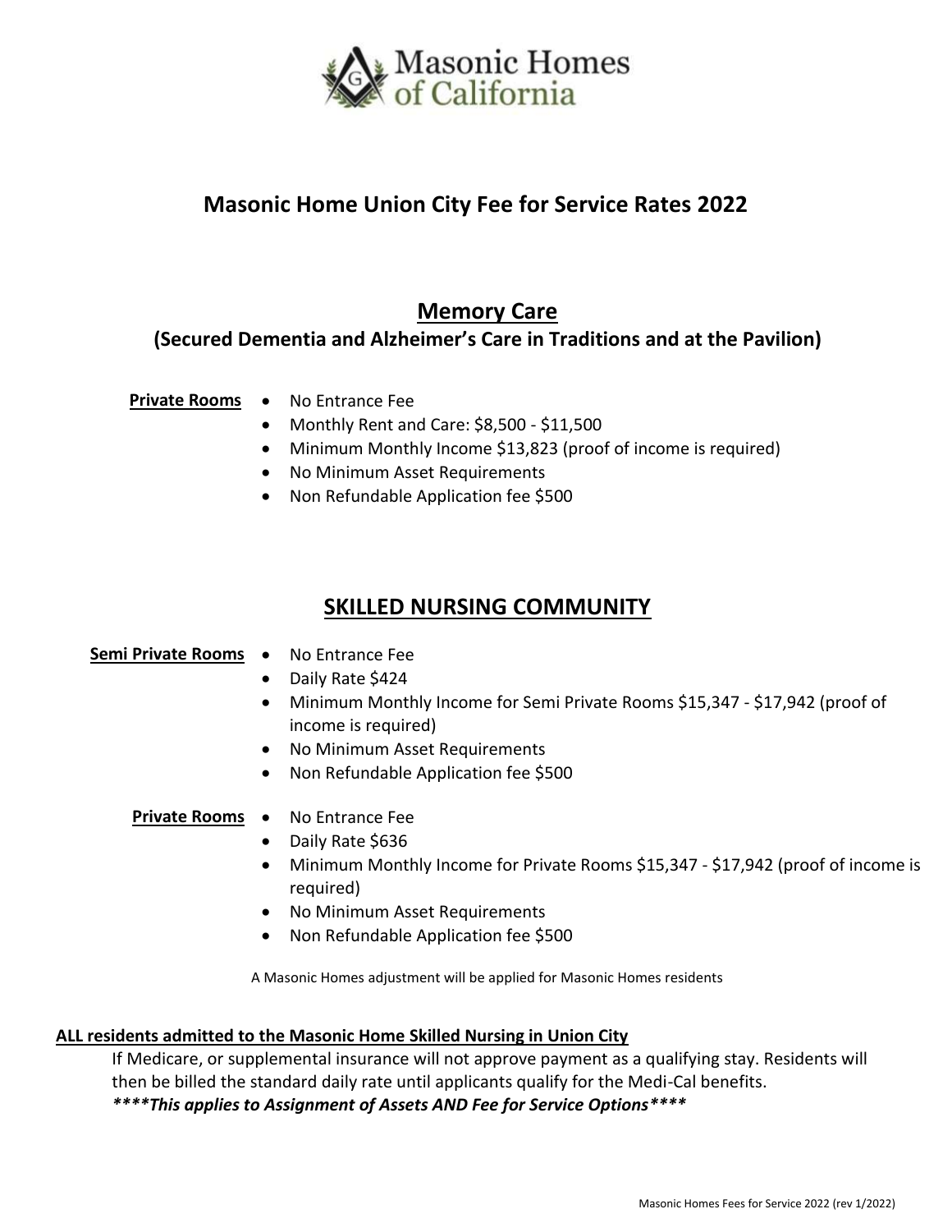Masonic Homes of California

# Masonic Home Union City Fee for Service Rates 2022

## Memory Care

### (Secured Dementia and Alzheimer's Care in Traditions and at the Pavilion)

**Private Rooms**

- No Entrance Fee
- Monthly Rent and Care: $8,500 - $11,500
- Minimum Monthly Income $13,823 (proof of income is required)
- No Minimum Asset Requirements
- Non Refundable Application fee $500

## SKILLED NURSING COMMUNITY

**Semi Private Rooms**

- No Entrance Fee
- Daily Rate $424
- Minimum Monthly Income for Semi Private Rooms $15,347 - $17,942 (proof of income is required)
- No Minimum Asset Requirements
- Non Refundable Application fee $500

**Private Rooms**

- No Entrance Fee
- Daily Rate $636
- Minimum Monthly Income for Private Rooms $15,347 - $17,942 (proof of income is required)
- No Minimum Asset Requirements
- Non Refundable Application fee $500

A Masonic Homes adjustment will be applied for Masonic Homes residents

**ALL residents admitted to the Masonic Home Skilled Nursing in Union City**

If Medicare, or supplemental insurance will not approve payment as a qualifying stay. Residents will then be billed the standard daily rate until applicants qualify for the Medi-Cal benefits.

***\*\*\*\*This applies to Assignment of Assets AND Fee for Service Options\*\*\*\****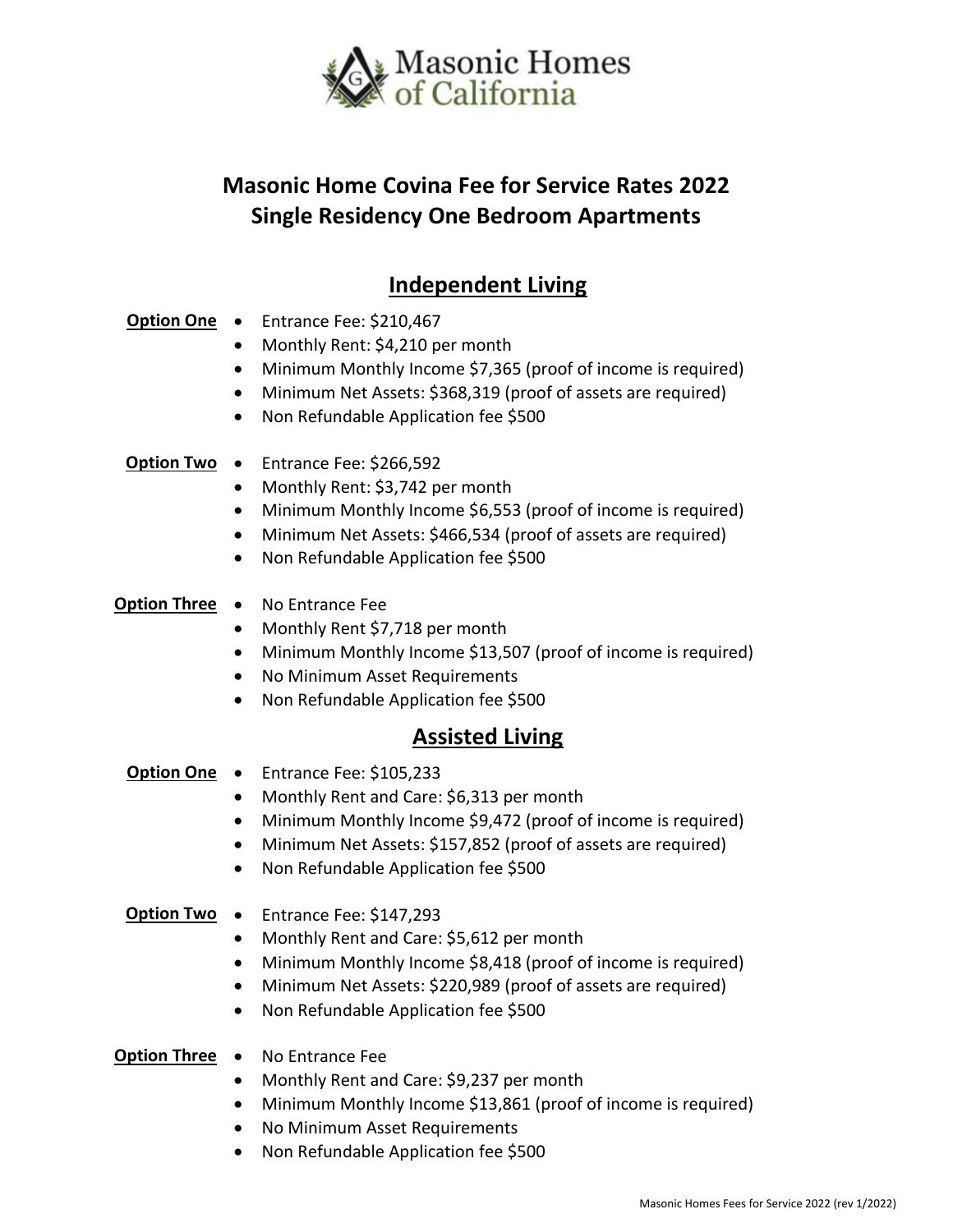Masonic Homes of California

# Masonic Home Covina Fee for Service Rates 2022
# Single Residency One Bedroom Apartments

## Independent Living

**Option One**

- Entrance Fee: $210,467
- Monthly Rent: $4,210 per month
- Minimum Monthly Income $7,365 (proof of income is required)
- Minimum Net Assets: $368,319 (proof of assets are required)
- Non Refundable Application fee $500

**Option Two**

- Entrance Fee: $266,592
- Monthly Rent: $3,742 per month
- Minimum Monthly Income $6,553 (proof of income is required)
- Minimum Net Assets: $466,534 (proof of assets are required)
- Non Refundable Application fee $500

**Option Three**

- No Entrance Fee
- Monthly Rent $7,718 per month
- Minimum Monthly Income $13,507 (proof of income is required)
- No Minimum Asset Requirements
- Non Refundable Application fee $500

## Assisted Living

**Option One**

- Entrance Fee: $105,233
- Monthly Rent and Care: $6,313 per month
- Minimum Monthly Income $9,472 (proof of income is required)
- Minimum Net Assets: $157,852 (proof of assets are required)
- Non Refundable Application fee $500

**Option Two**

- Entrance Fee: $147,293
- Monthly Rent and Care: $5,612 per month
- Minimum Monthly Income $8,418 (proof of income is required)
- Minimum Net Assets: $220,989 (proof of assets are required)
- Non Refundable Application fee $500

**Option Three**

- No Entrance Fee
- Monthly Rent and Care: $9,237 per month
- Minimum Monthly Income $13,861 (proof of income is required)
- No Minimum Asset Requirements
- Non Refundable Application fee $500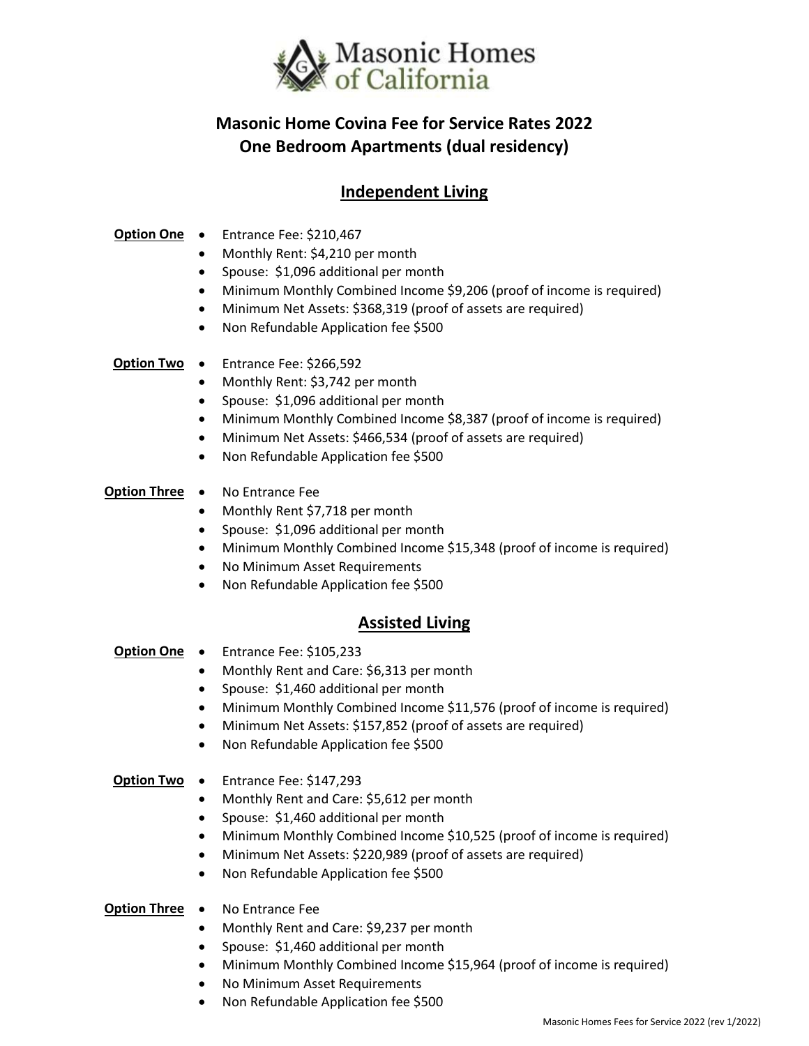Masonic Homes of California

# Masonic Home Covina Fee for Service Rates 2022
# One Bedroom Apartments (dual residency)

## Independent Living

**Option One**
- Entrance Fee: $210,467
- Monthly Rent: $4,210 per month
- Spouse: $1,096 additional per month
- Minimum Monthly Combined Income $9,206 (proof of income is required)
- Minimum Net Assets: $368,319 (proof of assets are required)
- Non Refundable Application fee $500

**Option Two**
- Entrance Fee: $266,592
- Monthly Rent: $3,742 per month
- Spouse: $1,096 additional per month
- Minimum Monthly Combined Income $8,387 (proof of income is required)
- Minimum Net Assets: $466,534 (proof of assets are required)
- Non Refundable Application fee $500

**Option Three**
- No Entrance Fee
- Monthly Rent $7,718 per month
- Spouse: $1,096 additional per month
- Minimum Monthly Combined Income $15,348 (proof of income is required)
- No Minimum Asset Requirements
- Non Refundable Application fee $500

## Assisted Living

**Option One**
- Entrance Fee: $105,233
- Monthly Rent and Care: $6,313 per month
- Spouse: $1,460 additional per month
- Minimum Monthly Combined Income $11,576 (proof of income is required)
- Minimum Net Assets: $157,852 (proof of assets are required)
- Non Refundable Application fee $500

**Option Two**
- Entrance Fee: $147,293
- Monthly Rent and Care: $5,612 per month
- Spouse: $1,460 additional per month
- Minimum Monthly Combined Income $10,525 (proof of income is required)
- Minimum Net Assets: $220,989 (proof of assets are required)
- Non Refundable Application fee $500

**Option Three**
- No Entrance Fee
- Monthly Rent and Care: $9,237 per month
- Spouse: $1,460 additional per month
- Minimum Monthly Combined Income $15,964 (proof of income is required)
- No Minimum Asset Requirements
- Non Refundable Application fee $500